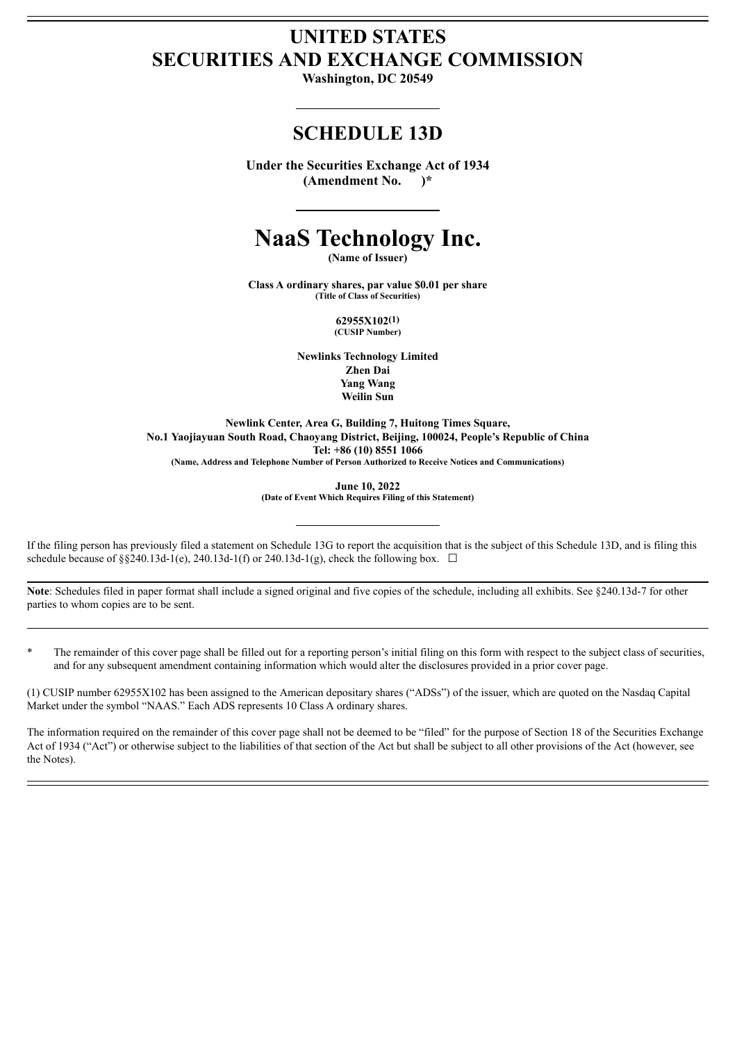# UNITED STATES SECURITIES AND EXCHANGE COMMISSION

**Washington, DC 20549**

## SCHEDULE 13D

**Under the Securities Exchange Act of 1934**
**(Amendment No. )***

# NaaS Technology Inc.

**(Name of Issuer)**

**Class A ordinary shares, par value $0.01 per share**
**(Title of Class of Securities)**

**62955X102(1)**
**(CUSIP Number)**

**Newlinks Technology Limited**
**Zhen Dai**
**Yang Wang**
**Weilin Sun**

**Newlink Center, Area G, Building 7, Huitong Times Square,**
**No.1 Yaojiayuan South Road, Chaoyang District, Beijing, 100024, People's Republic of China**
**Tel: +86 (10) 8551 1066**
**(Name, Address and Telephone Number of Person Authorized to Receive Notices and Communications)**

**June 10, 2022**
**(Date of Event Which Requires Filing of this Statement)**

If the filing person has previously filed a statement on Schedule 13G to report the acquisition that is the subject of this Schedule 13D, and is filing this schedule because of §§240.13d-1(e), 240.13d-1(f) or 240.13d-1(g), check the following box. ☐

**Note**: Schedules filed in paper format shall include a signed original and five copies of the schedule, including all exhibits. See §240.13d-7 for other parties to whom copies are to be sent.

\* The remainder of this cover page shall be filled out for a reporting person's initial filing on this form with respect to the subject class of securities, and for any subsequent amendment containing information which would alter the disclosures provided in a prior cover page.

(1) CUSIP number 62955X102 has been assigned to the American depositary shares ("ADSs") of the issuer, which are quoted on the Nasdaq Capital Market under the symbol "NAAS." Each ADS represents 10 Class A ordinary shares.

The information required on the remainder of this cover page shall not be deemed to be "filed" for the purpose of Section 18 of the Securities Exchange Act of 1934 ("Act") or otherwise subject to the liabilities of that section of the Act but shall be subject to all other provisions of the Act (however, see the Notes).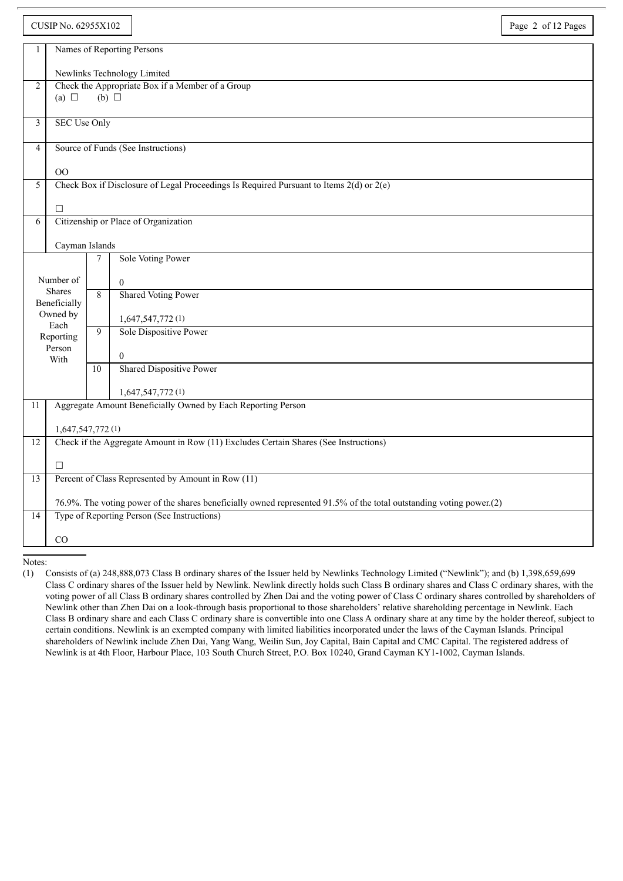CUSIP No. 62955X102

| | | | |
|---|---|---|---|
| 1 | Names of Reporting Persons<br><br>Newlinks Technology Limited | | |
| 2 | Check the Appropriate Box if a Member of a Group<br>(a) ☐ (b) ☐ | | |
| 3 | SEC Use Only | | |
| 4 | Source of Funds (See Instructions)<br><br>OO | | |
| 5 | Check Box if Disclosure of Legal Proceedings Is Required Pursuant to Items 2(d) or 2(e)<br><br>☐ | | |
| 6 | Citizenship or Place of Organization<br><br>Cayman Islands | | |
| Number of Shares Beneficially Owned by Each Reporting Person With | | 7 | Sole Voting Power<br><br>0 |
| | | 8 | Shared Voting Power<br><br>1,647,547,772 (1) |
| | | 9 | Sole Dispositive Power<br><br>0 |
| | | 10 | Shared Dispositive Power<br><br>1,647,547,772 (1) |
| 11 | Aggregate Amount Beneficially Owned by Each Reporting Person<br><br>1,647,547,772 (1) | | |
| 12 | Check if the Aggregate Amount in Row (11) Excludes Certain Shares (See Instructions)<br><br>☐ | | |
| 13 | Percent of Class Represented by Amount in Row (11)<br><br>76.9%. The voting power of the shares beneficially owned represented 91.5% of the total outstanding voting power.(2) | | |
| 14 | Type of Reporting Person (See Instructions)<br><br>CO | | |

Notes:

(1) Consists of (a) 248,888,073 Class B ordinary shares of the Issuer held by Newlinks Technology Limited ("Newlink"); and (b) 1,398,659,699 Class C ordinary shares of the Issuer held by Newlink. Newlink directly holds such Class B ordinary shares and Class C ordinary shares, with the voting power of all Class B ordinary shares controlled by Zhen Dai and the voting power of Class C ordinary shares controlled by shareholders of Newlink other than Zhen Dai on a look-through basis proportional to those shareholders' relative shareholding percentage in Newlink. Each Class B ordinary share and each Class C ordinary share is convertible into one Class A ordinary share at any time by the holder thereof, subject to certain conditions. Newlink is an exempted company with limited liabilities incorporated under the laws of the Cayman Islands. Principal shareholders of Newlink include Zhen Dai, Yang Wang, Weilin Sun, Joy Capital, Bain Capital and CMC Capital. The registered address of Newlink is at 4th Floor, Harbour Place, 103 South Church Street, P.O. Box 10240, Grand Cayman KY1-1002, Cayman Islands.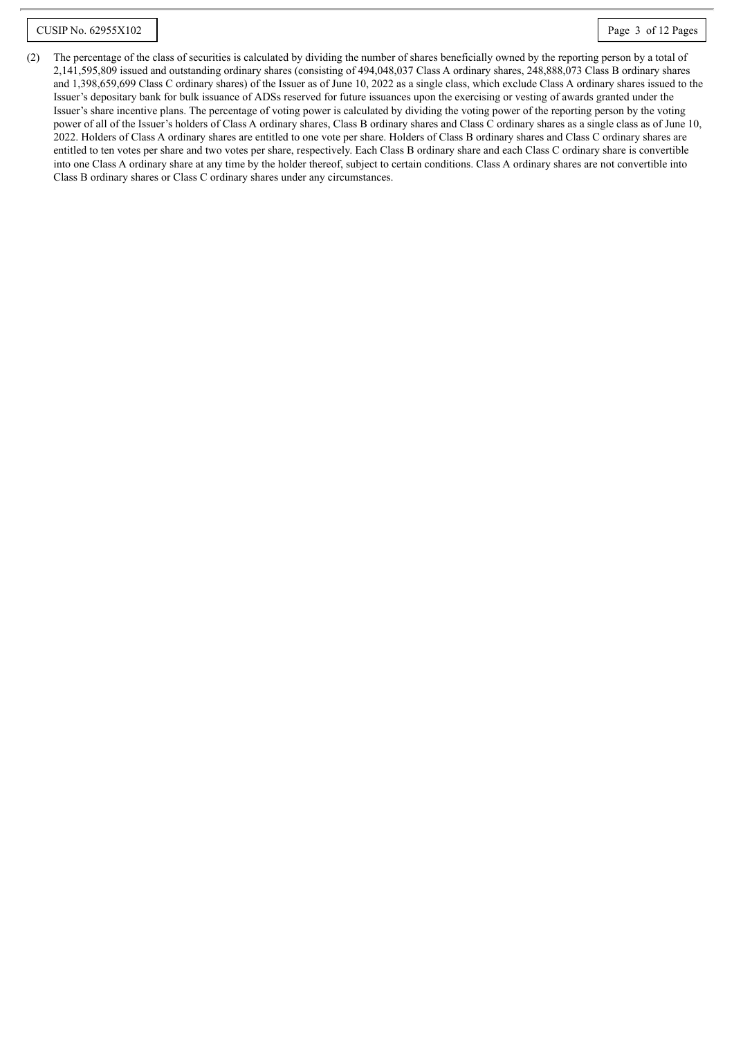(2) The percentage of the class of securities is calculated by dividing the number of shares beneficially owned by the reporting person by a total of 2,141,595,809 issued and outstanding ordinary shares (consisting of 494,048,037 Class A ordinary shares, 248,888,073 Class B ordinary shares and 1,398,659,699 Class C ordinary shares) of the Issuer as of June 10, 2022 as a single class, which exclude Class A ordinary shares issued to the Issuer's depositary bank for bulk issuance of ADSs reserved for future issuances upon the exercising or vesting of awards granted under the Issuer's share incentive plans. The percentage of voting power is calculated by dividing the voting power of the reporting person by the voting power of all of the Issuer's holders of Class A ordinary shares, Class B ordinary shares and Class C ordinary shares as a single class as of June 10, 2022. Holders of Class A ordinary shares are entitled to one vote per share. Holders of Class B ordinary shares and Class C ordinary shares are entitled to ten votes per share and two votes per share, respectively. Each Class B ordinary share and each Class C ordinary share is convertible into one Class A ordinary share at any time by the holder thereof, subject to certain conditions. Class A ordinary shares are not convertible into Class B ordinary shares or Class C ordinary shares under any circumstances.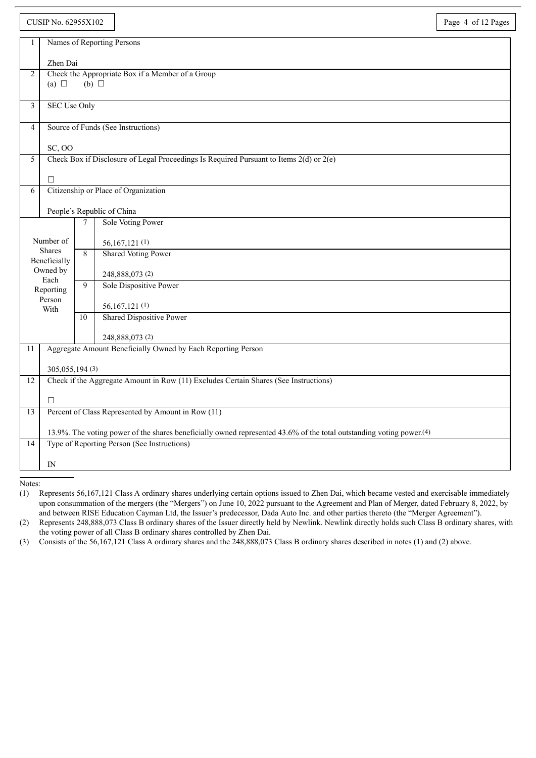CUSIP No. 62955X102

| 1 | Names of Reporting Persons<br><br>Zhen Dai | | |
|---|---|---|---|
| 2 | Check the Appropriate Box if a Member of a Group<br>(a) ☐ (b) ☐ | | |
| 3 | SEC Use Only | | |
| 4 | Source of Funds (See Instructions)<br><br>SC, OO | | |
| 5 | Check Box if Disclosure of Legal Proceedings Is Required Pursuant to Items 2(d) or 2(e)<br><br>☐ | | |
| 6 | Citizenship or Place of Organization<br><br>People's Republic of China | | |
| Number of Shares Beneficially Owned by Each Reporting Person With | 7 | Sole Voting Power<br><br>56,167,121 (1) | |
| | 8 | Shared Voting Power<br><br>248,888,073 (2) | |
| | 9 | Sole Dispositive Power<br><br>56,167,121 (1) | |
| | 10 | Shared Dispositive Power<br><br>248,888,073 (2) | |
| 11 | Aggregate Amount Beneficially Owned by Each Reporting Person<br><br>305,055,194 (3) | | |
| 12 | Check if the Aggregate Amount in Row (11) Excludes Certain Shares (See Instructions)<br><br>☐ | | |
| 13 | Percent of Class Represented by Amount in Row (11)<br><br>13.9%. The voting power of the shares beneficially owned represented 43.6% of the total outstanding voting power.(4) | | |
| 14 | Type of Reporting Person (See Instructions)<br><br>IN | | |

Notes:

(1) Represents 56,167,121 Class A ordinary shares underlying certain options issued to Zhen Dai, which became vested and exercisable immediately upon consummation of the mergers (the "Mergers") on June 10, 2022 pursuant to the Agreement and Plan of Merger, dated February 8, 2022, by and between RISE Education Cayman Ltd, the Issuer's predecessor, Dada Auto Inc. and other parties thereto (the "Merger Agreement").

(2) Represents 248,888,073 Class B ordinary shares of the Issuer directly held by Newlink. Newlink directly holds such Class B ordinary shares, with the voting power of all Class B ordinary shares controlled by Zhen Dai.

(3) Consists of the 56,167,121 Class A ordinary shares and the 248,888,073 Class B ordinary shares described in notes (1) and (2) above.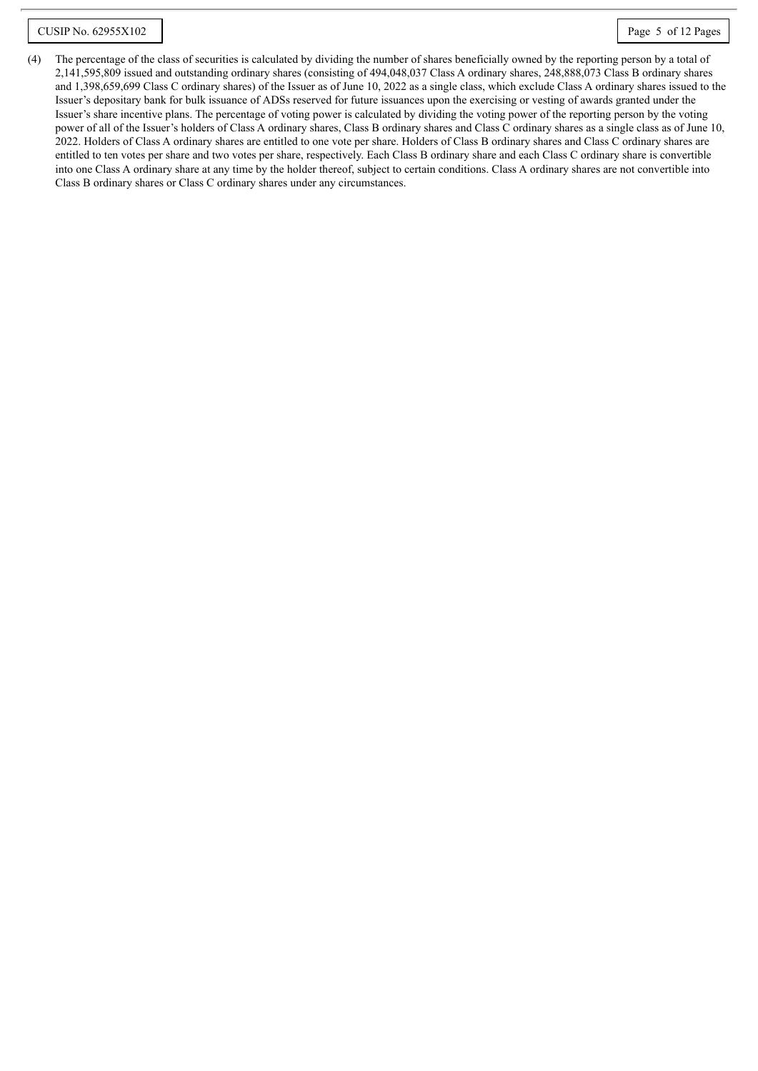(4) The percentage of the class of securities is calculated by dividing the number of shares beneficially owned by the reporting person by a total of 2,141,595,809 issued and outstanding ordinary shares (consisting of 494,048,037 Class A ordinary shares, 248,888,073 Class B ordinary shares and 1,398,659,699 Class C ordinary shares) of the Issuer as of June 10, 2022 as a single class, which exclude Class A ordinary shares issued to the Issuer's depositary bank for bulk issuance of ADSs reserved for future issuances upon the exercising or vesting of awards granted under the Issuer's share incentive plans. The percentage of voting power is calculated by dividing the voting power of the reporting person by the voting power of all of the Issuer's holders of Class A ordinary shares, Class B ordinary shares and Class C ordinary shares as a single class as of June 10, 2022. Holders of Class A ordinary shares are entitled to one vote per share. Holders of Class B ordinary shares and Class C ordinary shares are entitled to ten votes per share and two votes per share, respectively. Each Class B ordinary share and each Class C ordinary share is convertible into one Class A ordinary share at any time by the holder thereof, subject to certain conditions. Class A ordinary shares are not convertible into Class B ordinary shares or Class C ordinary shares under any circumstances.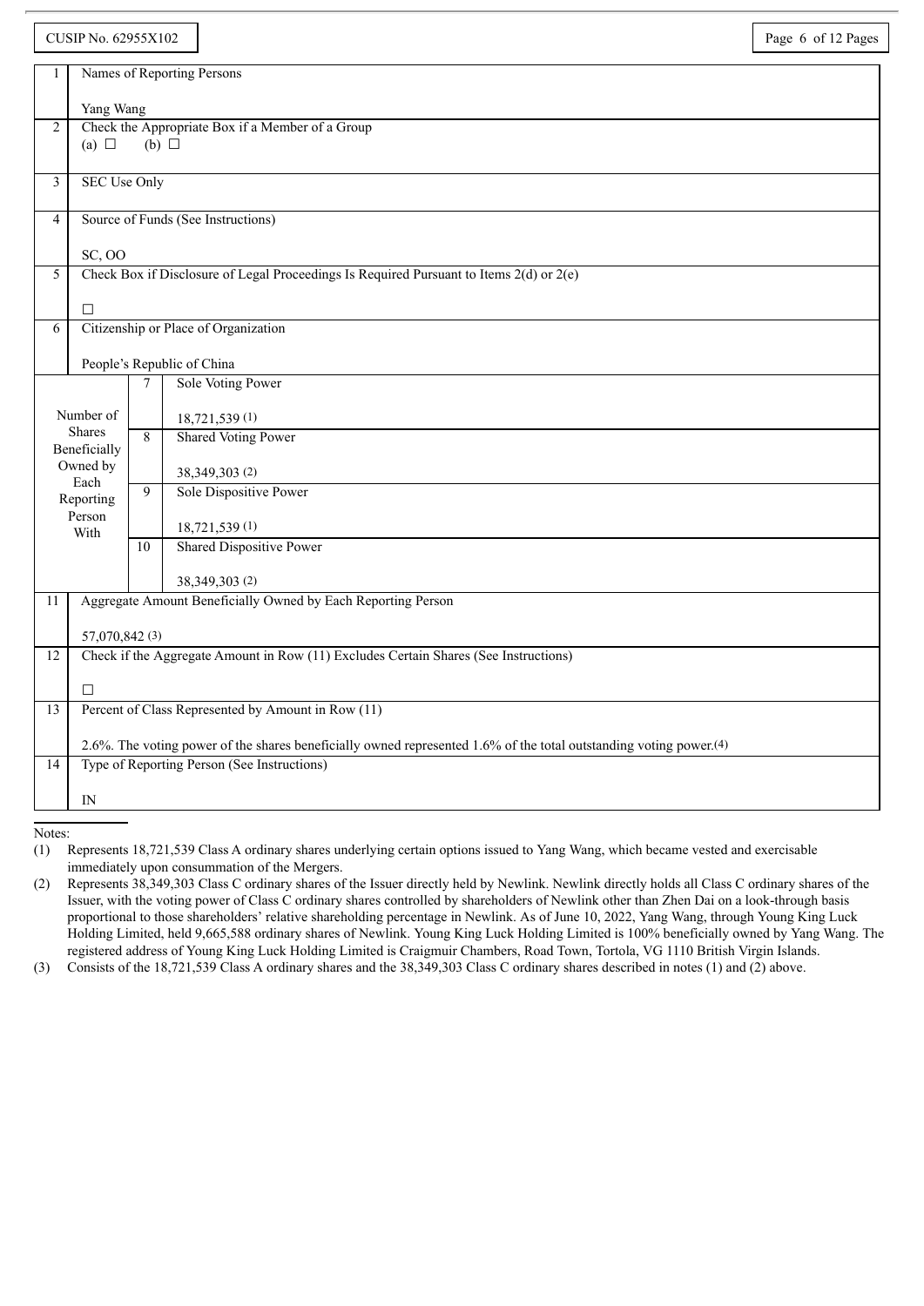CUSIP No. 62955X102

| | | | |
|---|---|---|---|
| 1 | Names of Reporting Persons<br><br>Yang Wang | | |
| 2 | Check the Appropriate Box if a Member of a Group<br>(a) ☐ (b) ☐ | | |
| 3 | SEC Use Only | | |
| 4 | Source of Funds (See Instructions)<br><br>SC, OO | | |
| 5 | Check Box if Disclosure of Legal Proceedings Is Required Pursuant to Items 2(d) or 2(e)<br><br>☐ | | |
| 6 | Citizenship or Place of Organization<br><br>People's Republic of China | | |
| Number of Shares Beneficially Owned by Each Reporting Person With | 7 | Sole Voting Power<br><br>18,721,539 (1) | |
| | 8 | Shared Voting Power<br><br>38,349,303 (2) | |
| | 9 | Sole Dispositive Power<br><br>18,721,539 (1) | |
| | 10 | Shared Dispositive Power<br><br>38,349,303 (2) | |
| 11 | Aggregate Amount Beneficially Owned by Each Reporting Person<br><br>57,070,842 (3) | | |
| 12 | Check if the Aggregate Amount in Row (11) Excludes Certain Shares (See Instructions)<br><br>☐ | | |
| 13 | Percent of Class Represented by Amount in Row (11)<br><br>2.6%. The voting power of the shares beneficially owned represented 1.6% of the total outstanding voting power.(4) | | |
| 14 | Type of Reporting Person (See Instructions)<br><br>IN | | |

Notes:

(1) Represents 18,721,539 Class A ordinary shares underlying certain options issued to Yang Wang, which became vested and exercisable immediately upon consummation of the Mergers.

(2) Represents 38,349,303 Class C ordinary shares of the Issuer directly held by Newlink. Newlink directly holds all Class C ordinary shares of the Issuer, with the voting power of Class C ordinary shares controlled by shareholders of Newlink other than Zhen Dai on a look-through basis proportional to those shareholders' relative shareholding percentage in Newlink. As of June 10, 2022, Yang Wang, through Young King Luck Holding Limited, held 9,665,588 ordinary shares of Newlink. Young King Luck Holding Limited is 100% beneficially owned by Yang Wang. The registered address of Young King Luck Holding Limited is Craigmuir Chambers, Road Town, Tortola, VG 1110 British Virgin Islands.

(3) Consists of the 18,721,539 Class A ordinary shares and the 38,349,303 Class C ordinary shares described in notes (1) and (2) above.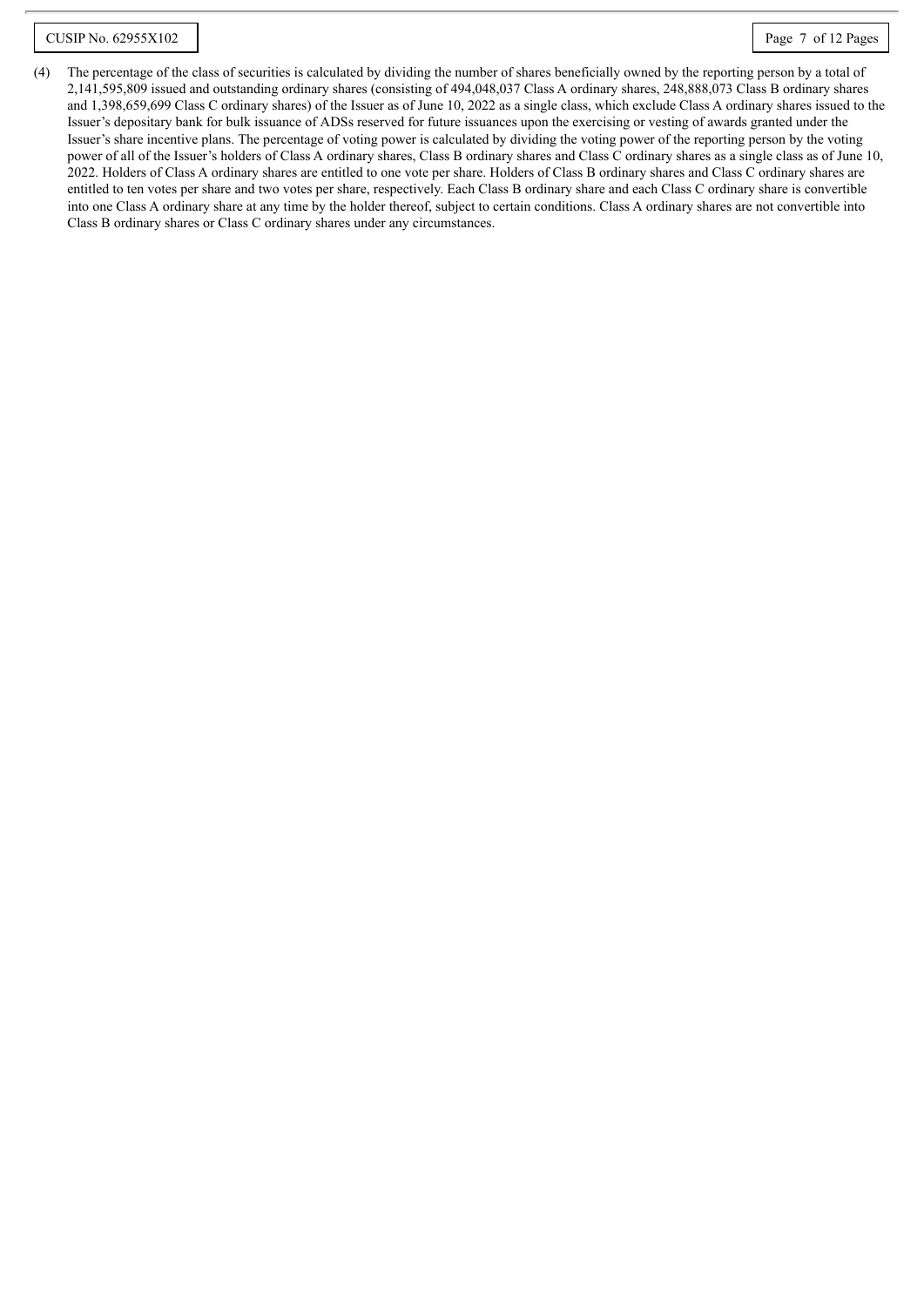(4) The percentage of the class of securities is calculated by dividing the number of shares beneficially owned by the reporting person by a total of 2,141,595,809 issued and outstanding ordinary shares (consisting of 494,048,037 Class A ordinary shares, 248,888,073 Class B ordinary shares and 1,398,659,699 Class C ordinary shares) of the Issuer as of June 10, 2022 as a single class, which exclude Class A ordinary shares issued to the Issuer's depositary bank for bulk issuance of ADSs reserved for future issuances upon the exercising or vesting of awards granted under the Issuer's share incentive plans. The percentage of voting power is calculated by dividing the voting power of the reporting person by the voting power of all of the Issuer's holders of Class A ordinary shares, Class B ordinary shares and Class C ordinary shares as a single class as of June 10, 2022. Holders of Class A ordinary shares are entitled to one vote per share. Holders of Class B ordinary shares and Class C ordinary shares are entitled to ten votes per share and two votes per share, respectively. Each Class B ordinary share and each Class C ordinary share is convertible into one Class A ordinary share at any time by the holder thereof, subject to certain conditions. Class A ordinary shares are not convertible into Class B ordinary shares or Class C ordinary shares under any circumstances.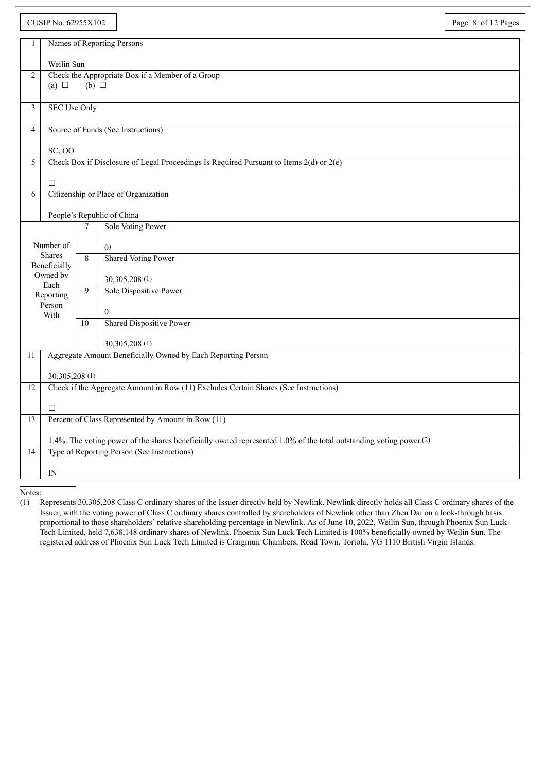CUSIP No. 62955X102

| | | | |
|---|---|---|---|
| 1 | Names of Reporting Persons<br><br>Weilin Sun | | |
| 2 | Check the Appropriate Box if a Member of a Group<br>(a) ☐ (b) ☐ | | |
| 3 | SEC Use Only | | |
| 4 | Source of Funds (See Instructions)<br><br>SC, OO | | |
| 5 | Check Box if Disclosure of Legal Proceedings Is Required Pursuant to Items 2(d) or 2(e)<br><br>☐ | | |
| 6 | Citizenship or Place of Organization<br><br>People's Republic of China | | |
| Number of Shares Beneficially Owned by Each Reporting Person With | 7 | Sole Voting Power<br><br>0) | |
| | 8 | Shared Voting Power<br><br>30,305,208 (1) | |
| | 9 | Sole Dispositive Power<br><br>0 | |
| | 10 | Shared Dispositive Power<br><br>30,305,208 (1) | |
| 11 | Aggregate Amount Beneficially Owned by Each Reporting Person<br><br>30,305,208 (1) | | |
| 12 | Check if the Aggregate Amount in Row (11) Excludes Certain Shares (See Instructions)<br><br>☐ | | |
| 13 | Percent of Class Represented by Amount in Row (11)<br><br>1.4%. The voting power of the shares beneficially owned represented 1.0% of the total outstanding voting power.(2) | | |
| 14 | Type of Reporting Person (See Instructions)<br><br>IN | | |

Notes:

(1) Represents 30,305,208 Class C ordinary shares of the Issuer directly held by Newlink. Newlink directly holds all Class C ordinary shares of the Issuer, with the voting power of Class C ordinary shares controlled by shareholders of Newlink other than Zhen Dai on a look-through basis proportional to those shareholders' relative shareholding percentage in Newlink. As of June 10, 2022, Weilin Sun, through Phoenix Sun Luck Tech Limited, held 7,638,148 ordinary shares of Newlink. Phoenix Sun Luck Tech Limited is 100% beneficially owned by Weilin Sun. The registered address of Phoenix Sun Luck Tech Limited is Craigmuir Chambers, Road Town, Tortola, VG 1110 British Virgin Islands.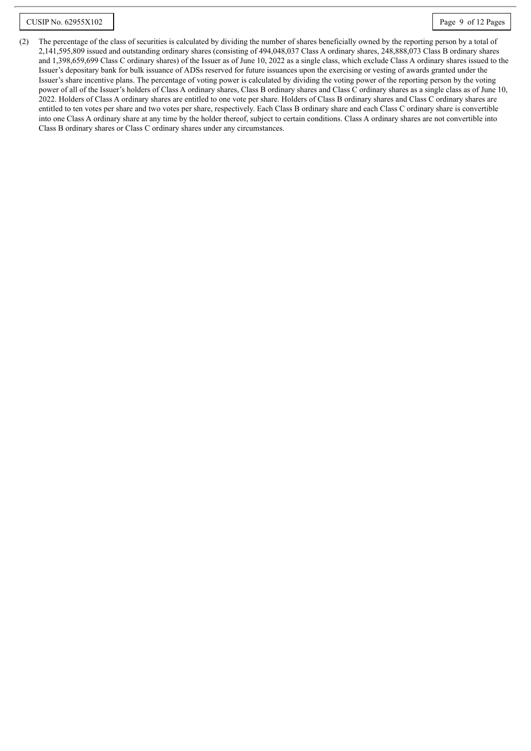(2) The percentage of the class of securities is calculated by dividing the number of shares beneficially owned by the reporting person by a total of 2,141,595,809 issued and outstanding ordinary shares (consisting of 494,048,037 Class A ordinary shares, 248,888,073 Class B ordinary shares and 1,398,659,699 Class C ordinary shares) of the Issuer as of June 10, 2022 as a single class, which exclude Class A ordinary shares issued to the Issuer's depositary bank for bulk issuance of ADSs reserved for future issuances upon the exercising or vesting of awards granted under the Issuer's share incentive plans. The percentage of voting power is calculated by dividing the voting power of the reporting person by the voting power of all of the Issuer's holders of Class A ordinary shares, Class B ordinary shares and Class C ordinary shares as a single class as of June 10, 2022. Holders of Class A ordinary shares are entitled to one vote per share. Holders of Class B ordinary shares and Class C ordinary shares are entitled to ten votes per share and two votes per share, respectively. Each Class B ordinary share and each Class C ordinary share is convertible into one Class A ordinary share at any time by the holder thereof, subject to certain conditions. Class A ordinary shares are not convertible into Class B ordinary shares or Class C ordinary shares under any circumstances.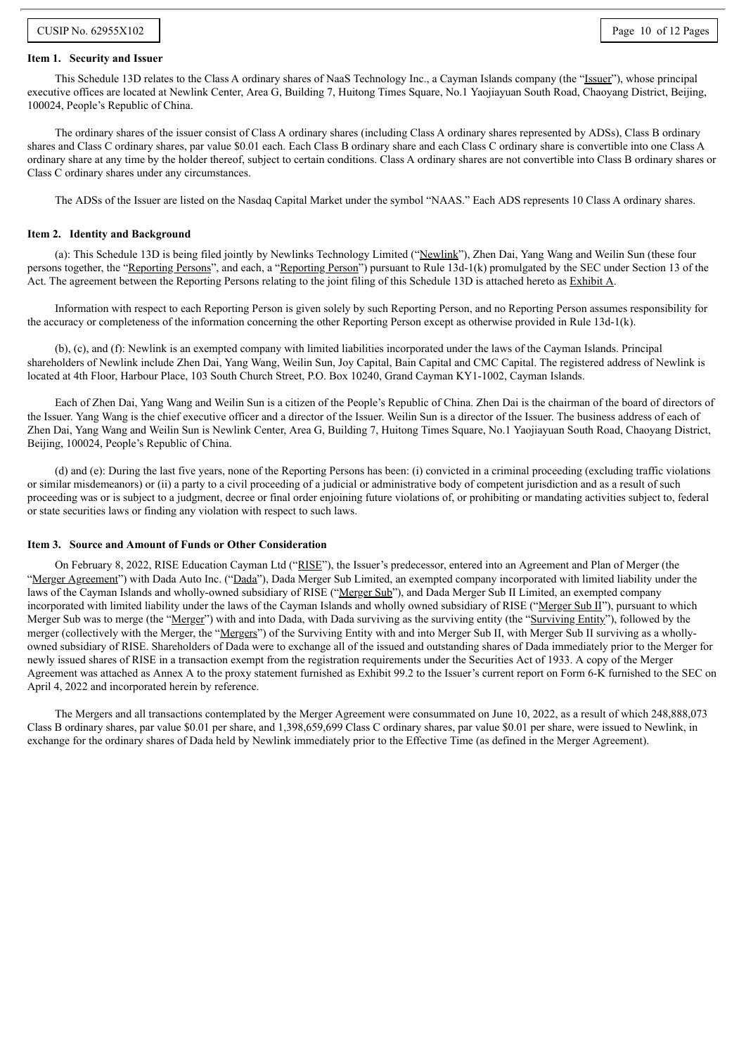**Item 1. Security and Issuer**

This Schedule 13D relates to the Class A ordinary shares of NaaS Technology Inc., a Cayman Islands company (the "Issuer"), whose principal executive offices are located at Newlink Center, Area G, Building 7, Huitong Times Square, No.1 Yaojiayuan South Road, Chaoyang District, Beijing, 100024, People's Republic of China.

The ordinary shares of the issuer consist of Class A ordinary shares (including Class A ordinary shares represented by ADSs), Class B ordinary shares and Class C ordinary shares, par value $0.01 each. Each Class B ordinary share and each Class C ordinary share is convertible into one Class A ordinary share at any time by the holder thereof, subject to certain conditions. Class A ordinary shares are not convertible into Class B ordinary shares or Class C ordinary shares under any circumstances.

The ADSs of the Issuer are listed on the Nasdaq Capital Market under the symbol "NAAS." Each ADS represents 10 Class A ordinary shares.

**Item 2. Identity and Background**

(a): This Schedule 13D is being filed jointly by Newlinks Technology Limited ("Newlink"), Zhen Dai, Yang Wang and Weilin Sun (these four persons together, the "Reporting Persons", and each, a "Reporting Person") pursuant to Rule 13d-1(k) promulgated by the SEC under Section 13 of the Act. The agreement between the Reporting Persons relating to the joint filing of this Schedule 13D is attached hereto as Exhibit A.

Information with respect to each Reporting Person is given solely by such Reporting Person, and no Reporting Person assumes responsibility for the accuracy or completeness of the information concerning the other Reporting Person except as otherwise provided in Rule 13d-1(k).

(b), (c), and (f): Newlink is an exempted company with limited liabilities incorporated under the laws of the Cayman Islands. Principal shareholders of Newlink include Zhen Dai, Yang Wang, Weilin Sun, Joy Capital, Bain Capital and CMC Capital. The registered address of Newlink is located at 4th Floor, Harbour Place, 103 South Church Street, P.O. Box 10240, Grand Cayman KY1-1002, Cayman Islands.

Each of Zhen Dai, Yang Wang and Weilin Sun is a citizen of the People's Republic of China. Zhen Dai is the chairman of the board of directors of the Issuer. Yang Wang is the chief executive officer and a director of the Issuer. Weilin Sun is a director of the Issuer. The business address of each of Zhen Dai, Yang Wang and Weilin Sun is Newlink Center, Area G, Building 7, Huitong Times Square, No.1 Yaojiayuan South Road, Chaoyang District, Beijing, 100024, People's Republic of China.

(d) and (e): During the last five years, none of the Reporting Persons has been: (i) convicted in a criminal proceeding (excluding traffic violations or similar misdemeanors) or (ii) a party to a civil proceeding of a judicial or administrative body of competent jurisdiction and as a result of such proceeding was or is subject to a judgment, decree or final order enjoining future violations of, or prohibiting or mandating activities subject to, federal or state securities laws or finding any violation with respect to such laws.

**Item 3. Source and Amount of Funds or Other Consideration**

On February 8, 2022, RISE Education Cayman Ltd ("RISE"), the Issuer's predecessor, entered into an Agreement and Plan of Merger (the "Merger Agreement") with Dada Auto Inc. ("Dada"), Dada Merger Sub Limited, an exempted company incorporated with limited liability under the laws of the Cayman Islands and wholly-owned subsidiary of RISE ("Merger Sub"), and Dada Merger Sub II Limited, an exempted company incorporated with limited liability under the laws of the Cayman Islands and wholly owned subsidiary of RISE ("Merger Sub II"), pursuant to which Merger Sub was to merge (the "Merger") with and into Dada, with Dada surviving as the surviving entity (the "Surviving Entity"), followed by the merger (collectively with the Merger, the "Mergers") of the Surviving Entity with and into Merger Sub II, with Merger Sub II surviving as a wholly-owned subsidiary of RISE. Shareholders of Dada were to exchange all of the issued and outstanding shares of Dada immediately prior to the Merger for newly issued shares of RISE in a transaction exempt from the registration requirements under the Securities Act of 1933. A copy of the Merger Agreement was attached as Annex A to the proxy statement furnished as Exhibit 99.2 to the Issuer's current report on Form 6-K furnished to the SEC on April 4, 2022 and incorporated herein by reference.

The Mergers and all transactions contemplated by the Merger Agreement were consummated on June 10, 2022, as a result of which 248,888,073 Class B ordinary shares, par value $0.01 per share, and 1,398,659,699 Class C ordinary shares, par value $0.01 per share, were issued to Newlink, in exchange for the ordinary shares of Dada held by Newlink immediately prior to the Effective Time (as defined in the Merger Agreement).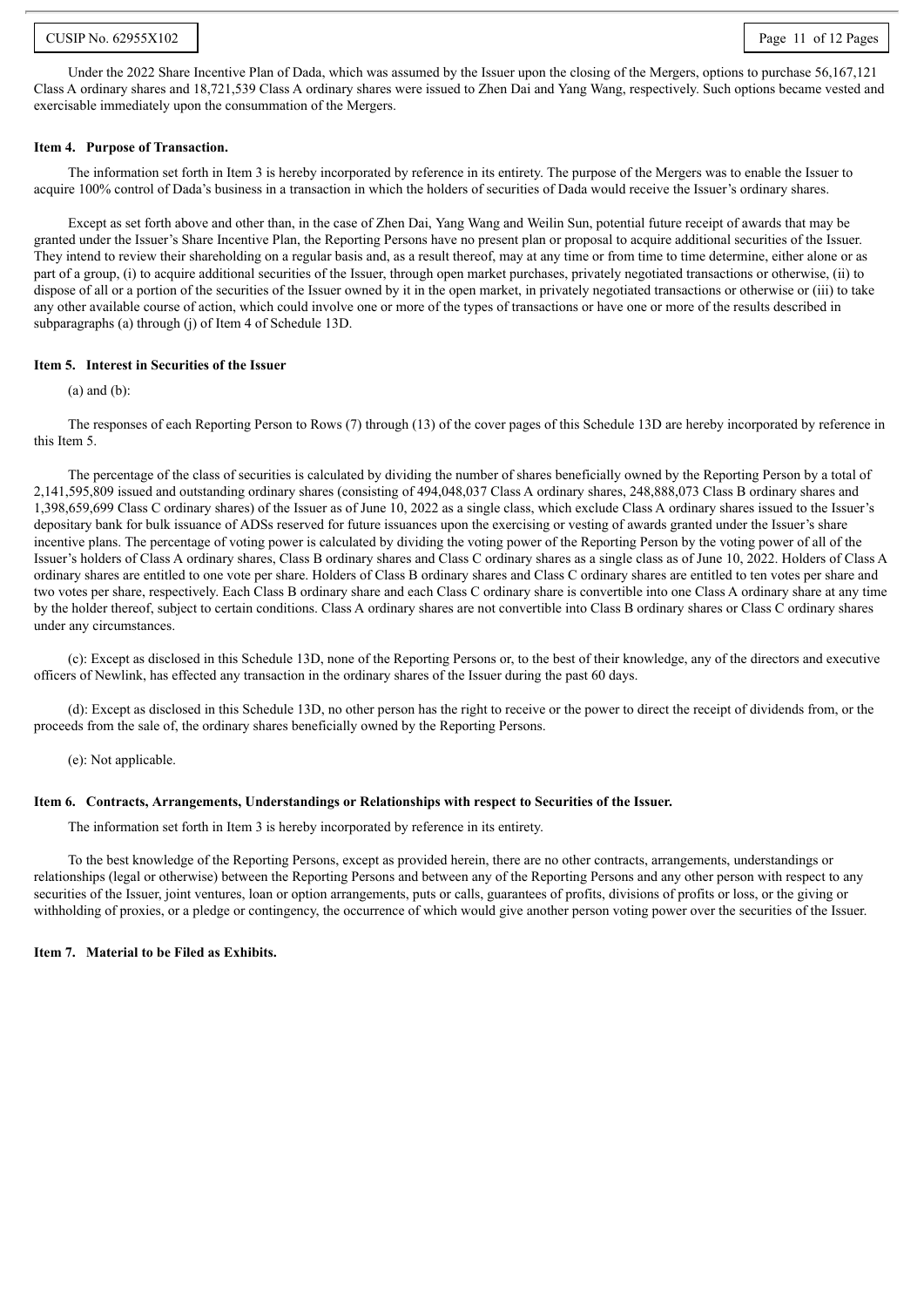Under the 2022 Share Incentive Plan of Dada, which was assumed by the Issuer upon the closing of the Mergers, options to purchase 56,167,121 Class A ordinary shares and 18,721,539 Class A ordinary shares were issued to Zhen Dai and Yang Wang, respectively. Such options became vested and exercisable immediately upon the consummation of the Mergers.

**Item 4. Purpose of Transaction.**

The information set forth in Item 3 is hereby incorporated by reference in its entirety. The purpose of the Mergers was to enable the Issuer to acquire 100% control of Dada's business in a transaction in which the holders of securities of Dada would receive the Issuer's ordinary shares.

Except as set forth above and other than, in the case of Zhen Dai, Yang Wang and Weilin Sun, potential future receipt of awards that may be granted under the Issuer's Share Incentive Plan, the Reporting Persons have no present plan or proposal to acquire additional securities of the Issuer. They intend to review their shareholding on a regular basis and, as a result thereof, may at any time or from time to time determine, either alone or as part of a group, (i) to acquire additional securities of the Issuer, through open market purchases, privately negotiated transactions or otherwise, (ii) to dispose of all or a portion of the securities of the Issuer owned by it in the open market, in privately negotiated transactions or otherwise or (iii) to take any other available course of action, which could involve one or more of the types of transactions or have one or more of the results described in subparagraphs (a) through (j) of Item 4 of Schedule 13D.

**Item 5. Interest in Securities of the Issuer**

(a) and (b):

The responses of each Reporting Person to Rows (7) through (13) of the cover pages of this Schedule 13D are hereby incorporated by reference in this Item 5.

The percentage of the class of securities is calculated by dividing the number of shares beneficially owned by the Reporting Person by a total of 2,141,595,809 issued and outstanding ordinary shares (consisting of 494,048,037 Class A ordinary shares, 248,888,073 Class B ordinary shares and 1,398,659,699 Class C ordinary shares) of the Issuer as of June 10, 2022 as a single class, which exclude Class A ordinary shares issued to the Issuer's depositary bank for bulk issuance of ADSs reserved for future issuances upon the exercising or vesting of awards granted under the Issuer's share incentive plans. The percentage of voting power is calculated by dividing the voting power of the Reporting Person by the voting power of all of the Issuer's holders of Class A ordinary shares, Class B ordinary shares and Class C ordinary shares as a single class as of June 10, 2022. Holders of Class A ordinary shares are entitled to one vote per share. Holders of Class B ordinary shares and Class C ordinary shares are entitled to ten votes per share and two votes per share, respectively. Each Class B ordinary share and each Class C ordinary share is convertible into one Class A ordinary share at any time by the holder thereof, subject to certain conditions. Class A ordinary shares are not convertible into Class B ordinary shares or Class C ordinary shares under any circumstances.

(c): Except as disclosed in this Schedule 13D, none of the Reporting Persons or, to the best of their knowledge, any of the directors and executive officers of Newlink, has effected any transaction in the ordinary shares of the Issuer during the past 60 days.

(d): Except as disclosed in this Schedule 13D, no other person has the right to receive or the power to direct the receipt of dividends from, or the proceeds from the sale of, the ordinary shares beneficially owned by the Reporting Persons.

(e): Not applicable.

**Item 6. Contracts, Arrangements, Understandings or Relationships with respect to Securities of the Issuer.**

The information set forth in Item 3 is hereby incorporated by reference in its entirety.

To the best knowledge of the Reporting Persons, except as provided herein, there are no other contracts, arrangements, understandings or relationships (legal or otherwise) between the Reporting Persons and between any of the Reporting Persons and any other person with respect to any securities of the Issuer, joint ventures, loan or option arrangements, puts or calls, guarantees of profits, divisions of profits or loss, or the giving or withholding of proxies, or a pledge or contingency, the occurrence of which would give another person voting power over the securities of the Issuer.

**Item 7. Material to be Filed as Exhibits.**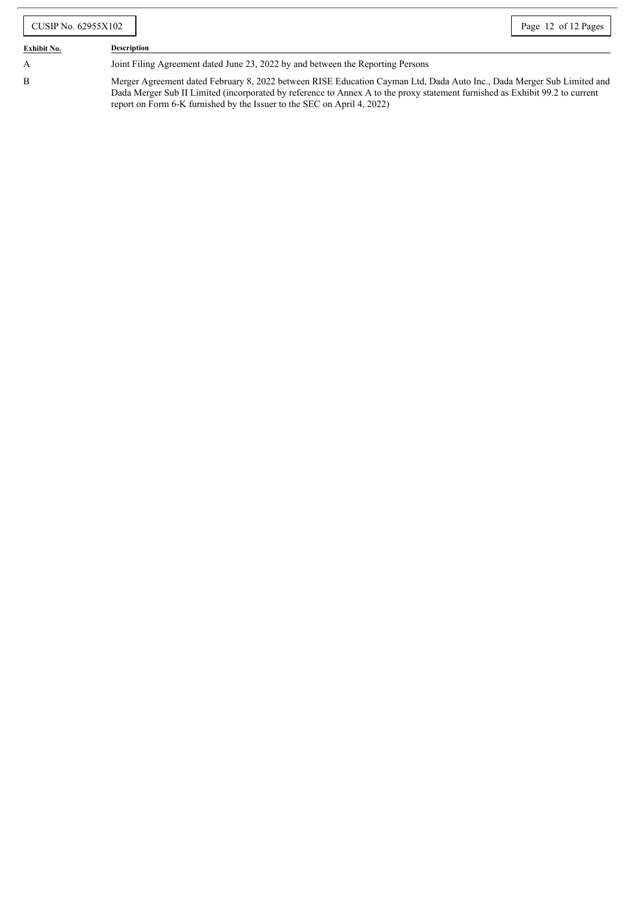| Exhibit No. | Description |
| --- | --- |
| A | Joint Filing Agreement dated June 23, 2022 by and between the Reporting Persons |
| B | Merger Agreement dated February 8, 2022 between RISE Education Cayman Ltd, Dada Auto Inc., Dada Merger Sub Limited and Dada Merger Sub II Limited (incorporated by reference to Annex A to the proxy statement furnished as Exhibit 99.2 to current report on Form 6-K furnished by the Issuer to the SEC on April 4, 2022) |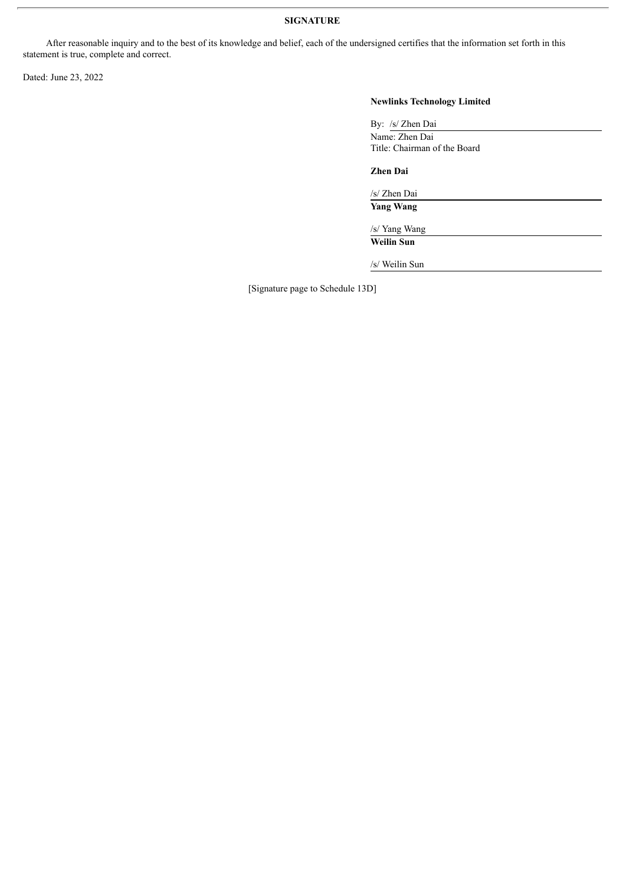**SIGNATURE**

After reasonable inquiry and to the best of its knowledge and belief, each of the undersigned certifies that the information set forth in this statement is true, complete and correct.

Dated: June 23, 2022

**Newlinks Technology Limited**

By: /s/ Zhen Dai
Name: Zhen Dai
Title: Chairman of the Board

**Zhen Dai**

/s/ Zhen Dai

**Yang Wang**

/s/ Yang Wang

**Weilin Sun**

/s/ Weilin Sun

[Signature page to Schedule 13D]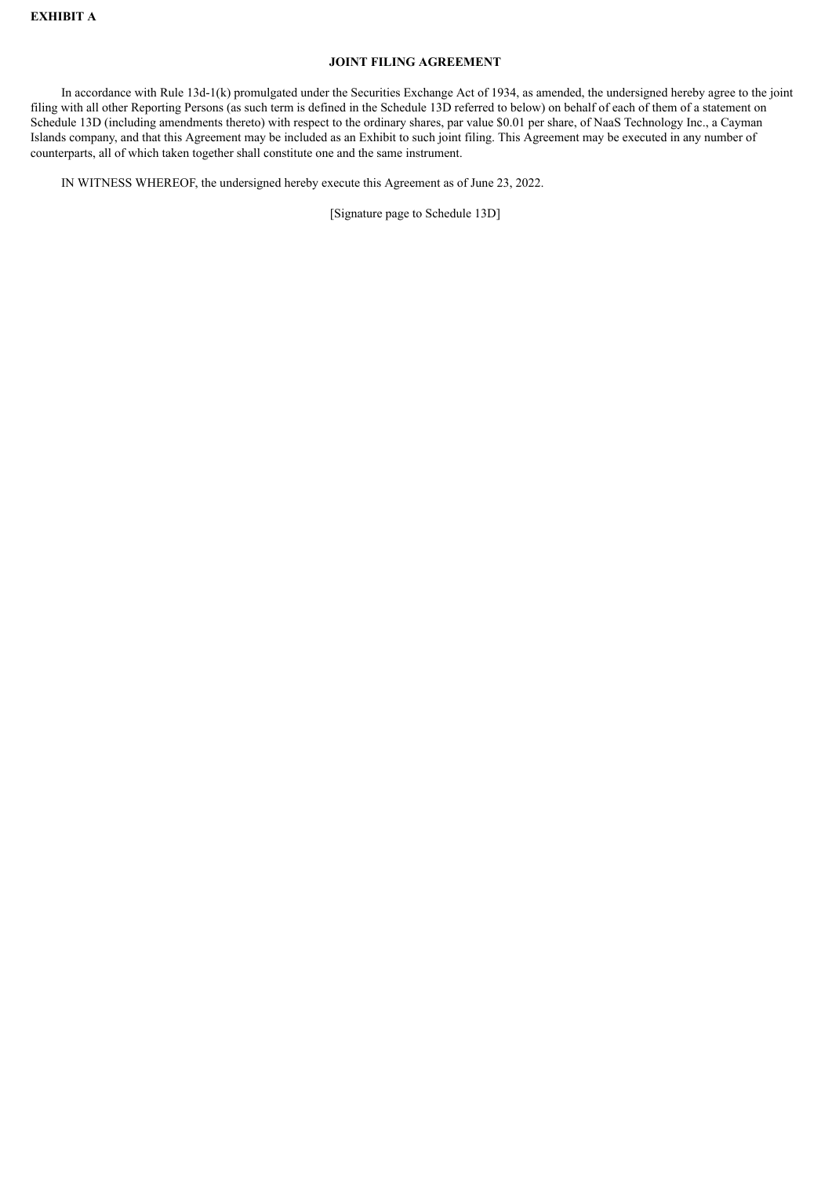**EXHIBIT A**

**JOINT FILING AGREEMENT**

In accordance with Rule 13d-1(k) promulgated under the Securities Exchange Act of 1934, as amended, the undersigned hereby agree to the joint filing with all other Reporting Persons (as such term is defined in the Schedule 13D referred to below) on behalf of each of them of a statement on Schedule 13D (including amendments thereto) with respect to the ordinary shares, par value $0.01 per share, of NaaS Technology Inc., a Cayman Islands company, and that this Agreement may be included as an Exhibit to such joint filing. This Agreement may be executed in any number of counterparts, all of which taken together shall constitute one and the same instrument.

IN WITNESS WHEREOF, the undersigned hereby execute this Agreement as of June 23, 2022.

[Signature page to Schedule 13D]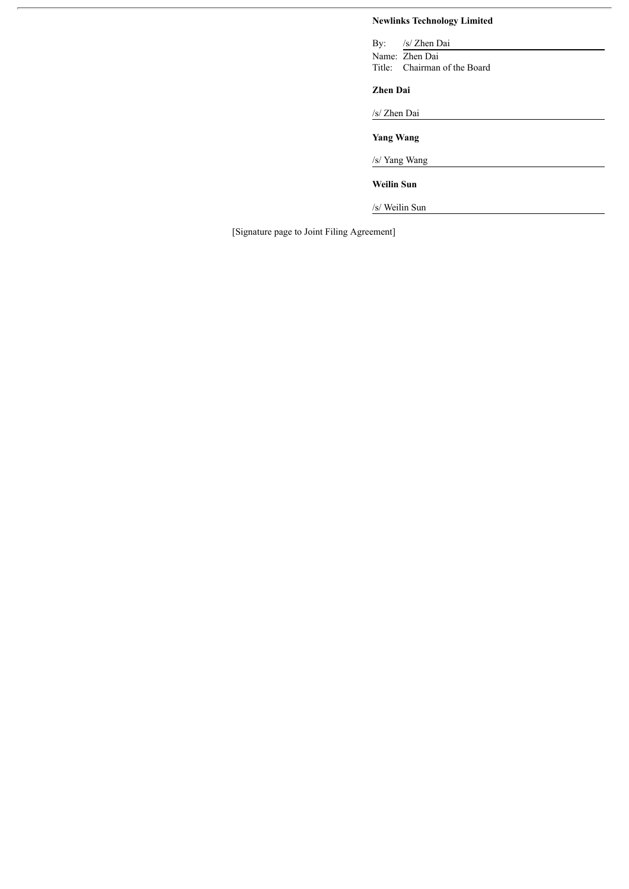**Newlinks Technology Limited**

By: /s/ Zhen Dai

Name: Zhen Dai

Title: Chairman of the Board

**Zhen Dai**

/s/ Zhen Dai

**Yang Wang**

/s/ Yang Wang

**Weilin Sun**

/s/ Weilin Sun

[Signature page to Joint Filing Agreement]